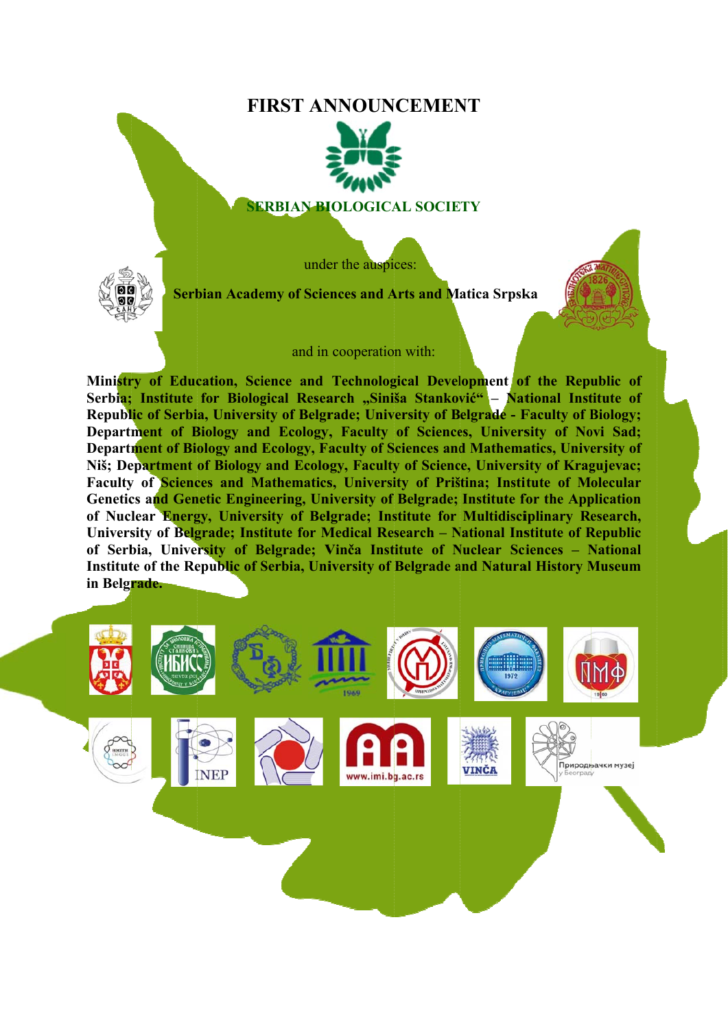# FIRST ANNOUNCEMENT

## SERBIAN BIOLOGICAL SOCIETY

under the auspices:

**Serbian Academy of Sciences and Arts and Matica Srpska**

and in cooperation with:

**Ministry of Education, Science and Technological Development of the Republic of Serbia; Institute for Biological Research „Siniša Stanković“ – National Institute of Republic of Serbia, University of Belgrade; University of Belgrade - Faculty of Biology; Department of Biology and Ecology, Faculty of Sciences, University of Novi Sad; Department of Biology and Ecology, Faculty of Sciences and Mathematics, University of Niš; Department of Biology and Ecology, Faculty of Science, University of Kragujevac; Faculty of Sciences and Mathematics, University of Priština; Institute of Molecular Genetics and Genetic Engineering, University of Belgrade; Institute for the Application of Nuclear Energy, University of Belgrade; Institute for Multidisciplinary Research, University of Belgrade; Institute for Medical Research – National Institute of Republic of Serbia, University of Belgrade; Vinča Institute of Nuclear Sciences – National Institute of the Republic of Serbia, University of Belgrade and Natural History Museum in Belgrade.**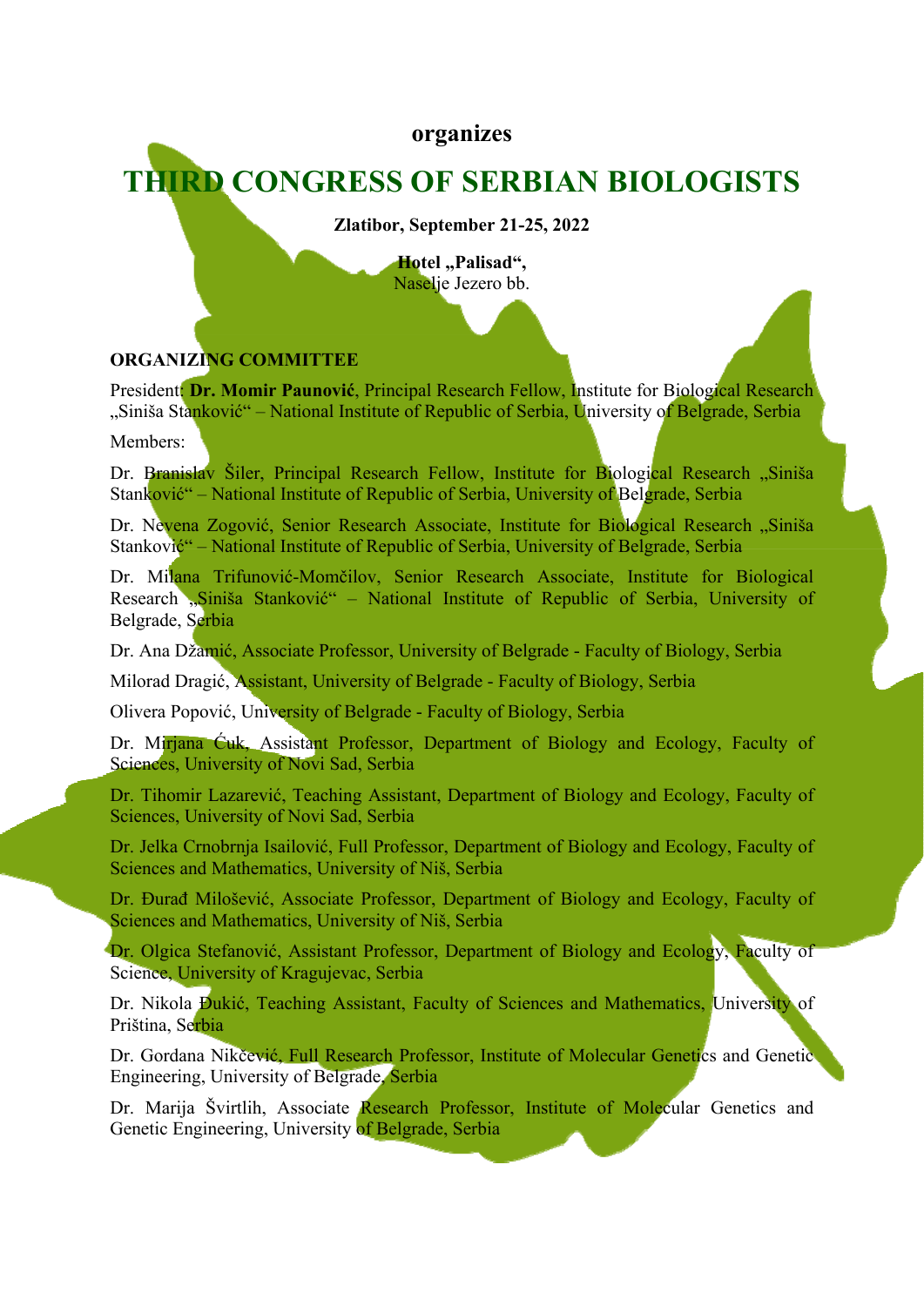**organizes**

# THIRD CONGRESS OF SERBIAN BIOLOGISTS

**Zlatibor, September 21-25, 2022**

**Hotel „Palisad",**
Naselje Jezero bb.

**ORGANIZING COMMITTEE**

President: **Dr. Momir Paunović**, Principal Research Fellow, Institute for Biological Research „Siniša Stanković" – National Institute of Republic of Serbia, University of Belgrade, Serbia

Members:

Dr. Branislav Šiler, Principal Research Fellow, Institute for Biological Research „Siniša Stanković" – National Institute of Republic of Serbia, University of Belgrade, Serbia

Dr. Nevena Zogović, Senior Research Associate, Institute for Biological Research „Siniša Stanković" – National Institute of Republic of Serbia, University of Belgrade, Serbia

Dr. Milana Trifunović-Momčilov, Senior Research Associate, Institute for Biological Research „Siniša Stanković" – National Institute of Republic of Serbia, University of Belgrade, Serbia

Dr. Ana Džamić, Associate Professor, University of Belgrade - Faculty of Biology, Serbia

Milorad Dragić, Assistant, University of Belgrade - Faculty of Biology, Serbia

Olivera Popović, University of Belgrade - Faculty of Biology, Serbia

Dr. Mirjana Ćuk, Assistant Professor, Department of Biology and Ecology, Faculty of Sciences, University of Novi Sad, Serbia

Dr. Tihomir Lazarević, Teaching Assistant, Department of Biology and Ecology, Faculty of Sciences, University of Novi Sad, Serbia

Dr. Jelka Crnobrnja Isailović, Full Professor, Department of Biology and Ecology, Faculty of Sciences and Mathematics, University of Niš, Serbia

Dr. Đurađ Milošević, Associate Professor, Department of Biology and Ecology, Faculty of Sciences and Mathematics, University of Niš, Serbia

Dr. Olgica Stefanović, Assistant Professor, Department of Biology and Ecology, Faculty of Science, University of Kragujevac, Serbia

Dr. Nikola Đukić, Teaching Assistant, Faculty of Sciences and Mathematics, University of Priština, Serbia

Dr. Gordana Nikčević, Full Research Professor, Institute of Molecular Genetics and Genetic Engineering, University of Belgrade, Serbia

Dr. Marija Švirtlih, Associate Research Professor, Institute of Molecular Genetics and Genetic Engineering, University of Belgrade, Serbia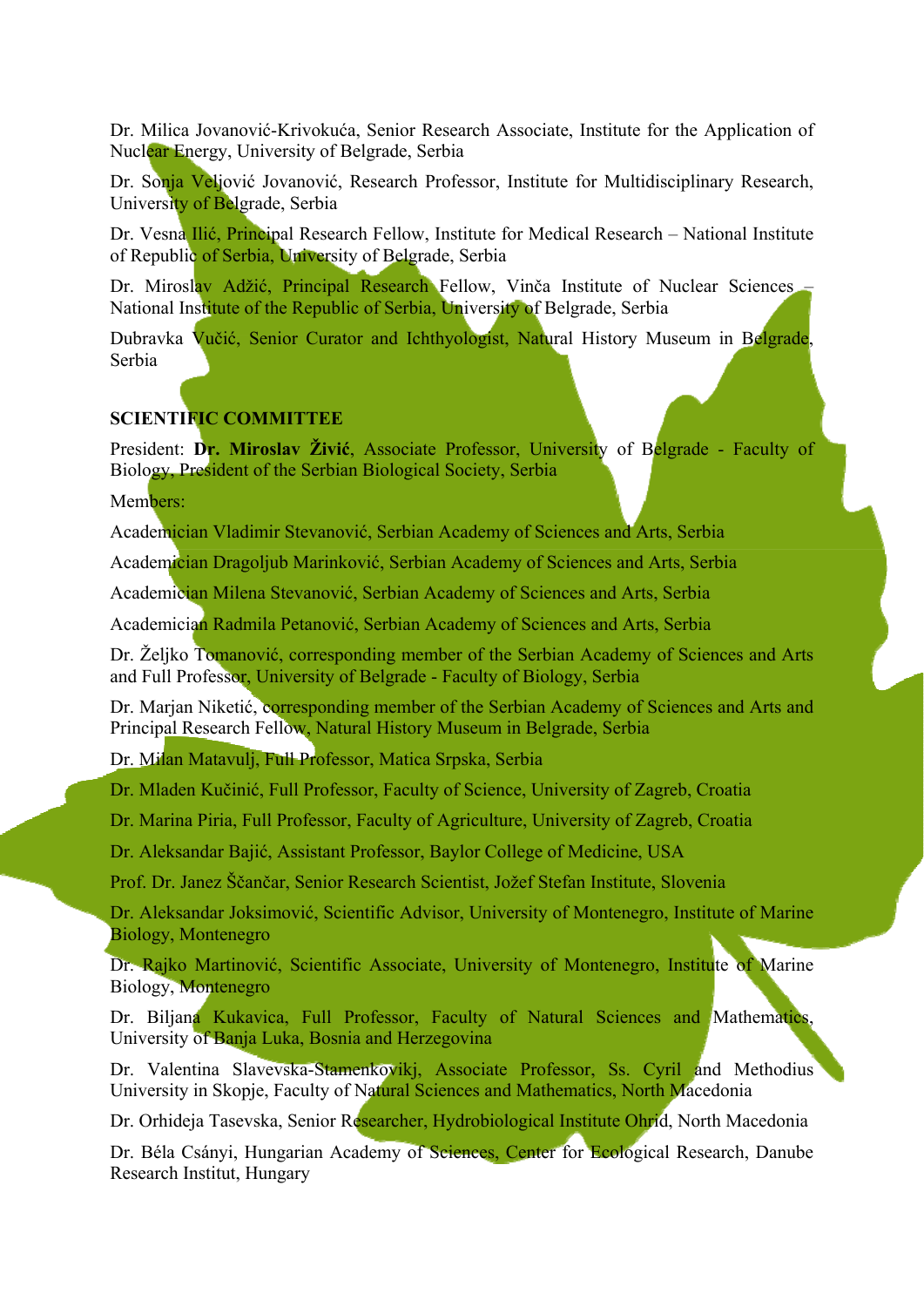Dr. Milica Jovanović-Krivokuća, Senior Research Associate, Institute for the Application of Nuclear Energy, University of Belgrade, Serbia

Dr. Sonja Veljović Jovanović, Research Professor, Institute for Multidisciplinary Research, University of Belgrade, Serbia

Dr. Vesna Ilić, Principal Research Fellow, Institute for Medical Research – National Institute of Republic of Serbia, University of Belgrade, Serbia

Dr. Miroslav Adžić, Principal Research Fellow, Vinča Institute of Nuclear Sciences – National Institute of the Republic of Serbia, University of Belgrade, Serbia

Dubravka Vučić, Senior Curator and Ichthyologist, Natural History Museum in Belgrade, Serbia

**SCIENTIFIC COMMITTEE**

President: **Dr. Miroslav Živić**, Associate Professor, University of Belgrade - Faculty of Biology, President of the Serbian Biological Society, Serbia

Members:

Academician Vladimir Stevanović, Serbian Academy of Sciences and Arts, Serbia

Academician Dragoljub Marinković, Serbian Academy of Sciences and Arts, Serbia

Academician Milena Stevanović, Serbian Academy of Sciences and Arts, Serbia

Academician Radmila Petanović, Serbian Academy of Sciences and Arts, Serbia

Dr. Željko Tomanović, corresponding member of the Serbian Academy of Sciences and Arts and Full Professor, University of Belgrade - Faculty of Biology, Serbia

Dr. Marjan Niketić, corresponding member of the Serbian Academy of Sciences and Arts and Principal Research Fellow, Natural History Museum in Belgrade, Serbia

Dr. Milan Matavulj, Full Professor, Matica Srpska, Serbia

Dr. Mladen Kučinić, Full Professor, Faculty of Science, University of Zagreb, Croatia

Dr. Marina Piria, Full Professor, Faculty of Agriculture, University of Zagreb, Croatia

Dr. Aleksandar Bajić, Assistant Professor, Baylor College of Medicine, USA

Prof. Dr. Janez Ščančar, Senior Research Scientist, Jožef Stefan Institute, Slovenia

Dr. Aleksandar Joksimović, Scientific Advisor, University of Montenegro, Institute of Marine Biology, Montenegro

Dr. Rajko Martinović, Scientific Associate, University of Montenegro, Institute of Marine Biology, Montenegro

Dr. Biljana Kukavica, Full Professor, Faculty of Natural Sciences and Mathematics, University of Banja Luka, Bosnia and Herzegovina

Dr. Valentina Slavevska-Stamenkovikj, Associate Professor, Ss. Cyril and Methodius University in Skopje, Faculty of Natural Sciences and Mathematics, North Macedonia

Dr. Orhideja Tasevska, Senior Researcher, Hydrobiological Institute Ohrid, North Macedonia

Dr. Béla Csányi, Hungarian Academy of Sciences, Center for Ecological Research, Danube Research Institut, Hungary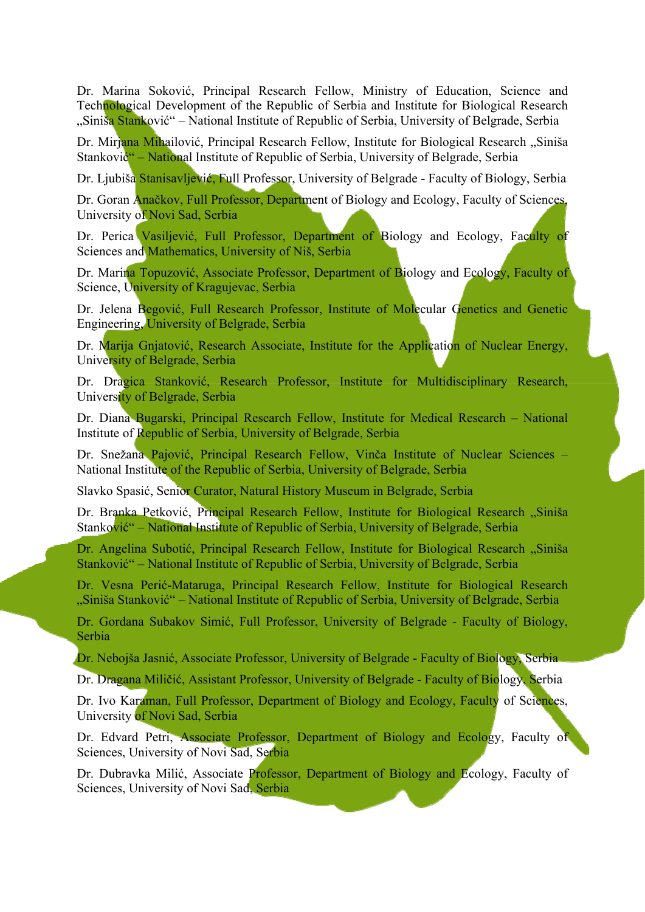Dr. Marina Soković, Principal Research Fellow, Ministry of Education, Science and Technological Development of the Republic of Serbia and Institute for Biological Research „Siniša Stanković“ – National Institute of Republic of Serbia, University of Belgrade, Serbia

Dr. Mirjana Mihailović, Principal Research Fellow, Institute for Biological Research „Siniša Stanković“ – National Institute of Republic of Serbia, University of Belgrade, Serbia

Dr. Ljubiša Stanisavljević, Full Professor, University of Belgrade - Faculty of Biology, Serbia

Dr. Goran Anačkov, Full Professor, Department of Biology and Ecology, Faculty of Sciences, University of Novi Sad, Serbia

Dr. Perica Vasiljević, Full Professor, Department of Biology and Ecology, Faculty of Sciences and Mathematics, University of Niš, Serbia

Dr. Marina Topuzović, Associate Professor, Department of Biology and Ecology, Faculty of Science, University of Kragujevac, Serbia

Dr. Jelena Begović, Full Research Professor, Institute of Molecular Genetics and Genetic Engineering, University of Belgrade, Serbia

Dr. Marija Gnjatović, Research Associate, Institute for the Application of Nuclear Energy, University of Belgrade, Serbia

Dr. Dragica Stanković, Research Professor, Institute for Multidisciplinary Research, University of Belgrade, Serbia

Dr. Diana Bugarski, Principal Research Fellow, Institute for Medical Research – National Institute of Republic of Serbia, University of Belgrade, Serbia

Dr. Snežana Pajović, Principal Research Fellow, Vinča Institute of Nuclear Sciences – National Institute of the Republic of Serbia, University of Belgrade, Serbia

Slavko Spasić, Senior Curator, Natural History Museum in Belgrade, Serbia

Dr. Branka Petković, Principal Research Fellow, Institute for Biological Research „Siniša Stanković“ – National Institute of Republic of Serbia, University of Belgrade, Serbia

Dr. Angelina Subotić, Principal Research Fellow, Institute for Biological Research „Siniša Stanković“ – National Institute of Republic of Serbia, University of Belgrade, Serbia

Dr. Vesna Perić-Mataruga, Principal Research Fellow, Institute for Biological Research „Siniša Stanković“ – National Institute of Republic of Serbia, University of Belgrade, Serbia

Dr. Gordana Subakov Simić, Full Professor, University of Belgrade - Faculty of Biology, Serbia

Dr. Nebojša Jasnić, Associate Professor, University of Belgrade - Faculty of Biology, Serbia

Dr. Dragana Miličić, Assistant Professor, University of Belgrade - Faculty of Biology, Serbia

Dr. Ivo Karaman, Full Professor, Department of Biology and Ecology, Faculty of Sciences, University of Novi Sad, Serbia

Dr. Edvard Petri, Associate Professor, Department of Biology and Ecology, Faculty of Sciences, University of Novi Sad, Serbia

Dr. Dubravka Milić, Associate Professor, Department of Biology and Ecology, Faculty of Sciences, University of Novi Sad, Serbia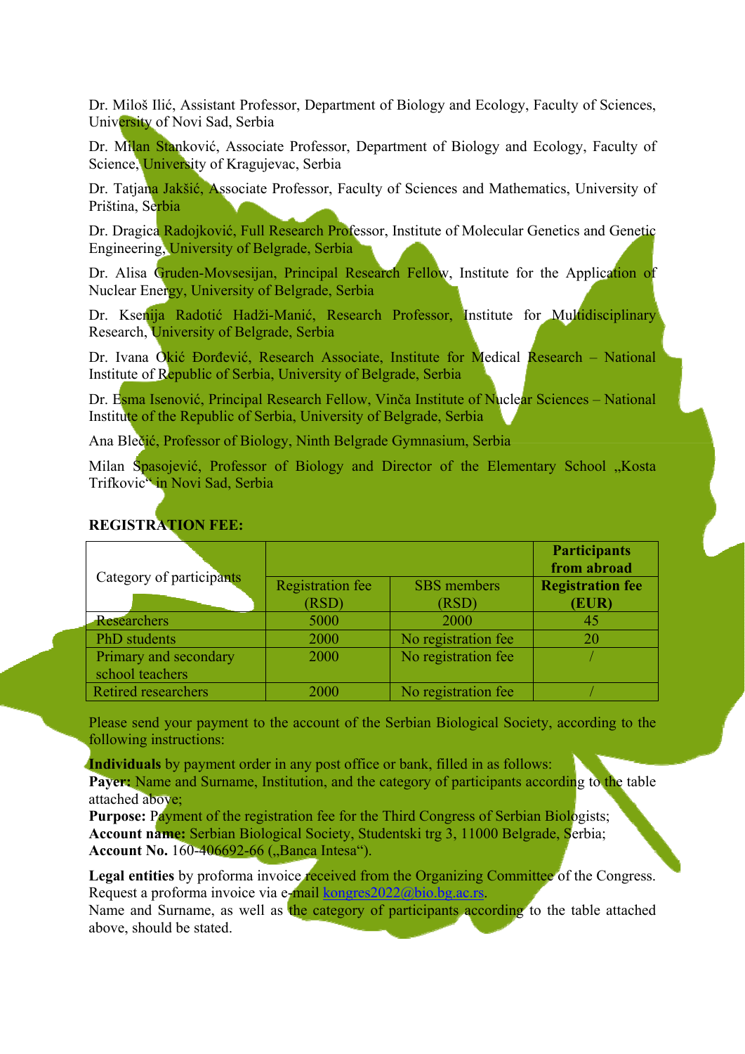Dr. Miloš Ilić, Assistant Professor, Department of Biology and Ecology, Faculty of Sciences, University of Novi Sad, Serbia

Dr. Milan Stanković, Associate Professor, Department of Biology and Ecology, Faculty of Science, University of Kragujevac, Serbia

Dr. Tatjana Jakšić, Associate Professor, Faculty of Sciences and Mathematics, University of Priština, Serbia

Dr. Dragica Radojković, Full Research Professor, Institute of Molecular Genetics and Genetic Engineering, University of Belgrade, Serbia

Dr. Alisa Gruden-Movsesijan, Principal Research Fellow, Institute for the Application of Nuclear Energy, University of Belgrade, Serbia

Dr. Ksenija Radotić Hadži-Manić, Research Professor, Institute for Multidisciplinary Research, University of Belgrade, Serbia

Dr. Ivana Okić Đorđević, Research Associate, Institute for Medical Research – National Institute of Republic of Serbia, University of Belgrade, Serbia

Dr. Esma Isenović, Principal Research Fellow, Vinča Institute of Nuclear Sciences – National Institute of the Republic of Serbia, University of Belgrade, Serbia

Ana Blečić, Professor of Biology, Ninth Belgrade Gymnasium, Serbia

Milan Spasojević, Professor of Biology and Director of the Elementary School „Kosta Trifkovic“ in Novi Sad, Serbia

**REGISTRATION FEE:**

| Category of participants | | | **Participants from abroad** |
|---|---|---|---|
| | Registration fee (RSD) | SBS members (RSD) | **Registration fee (EUR)** |
| Researchers | 5000 | 2000 | 45 |
| PhD students | 2000 | No registration fee | 20 |
| Primary and secondary school teachers | 2000 | No registration fee | / |
| Retired researchers | 2000 | No registration fee | / |

Please send your payment to the account of the Serbian Biological Society, according to the following instructions:

**Individuals** by payment order in any post office or bank, filled in as follows:
**Payer:** Name and Surname, Institution, and the category of participants according to the table attached above;
**Purpose:** Payment of the registration fee for the Third Congress of Serbian Biologists;
**Account name:** Serbian Biological Society, Studentski trg 3, 11000 Belgrade, Serbia;
**Account No.** 160-406692-66 („Banca Intesa“).

**Legal entities** by proforma invoice received from the Organizing Committee of the Congress. Request a proforma invoice via e-mail kongres2022@bio.bg.ac.rs.
Name and Surname, as well as the category of participants according to the table attached above, should be stated.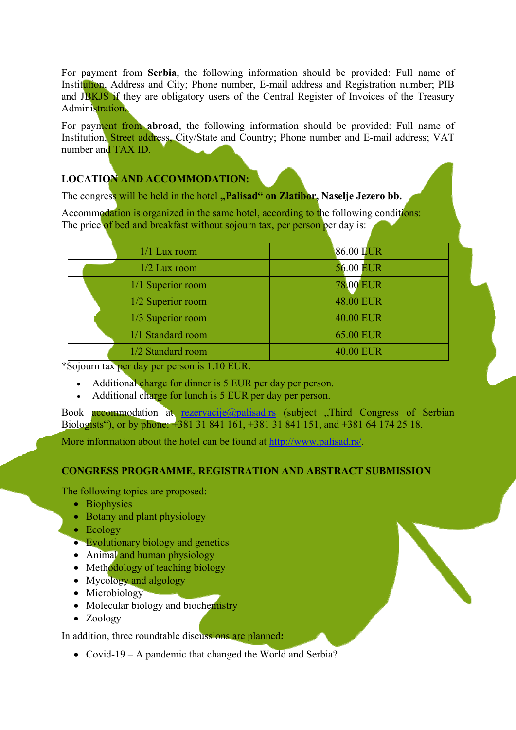For payment from **Serbia**, the following information should be provided: Full name of Institution, Address and City; Phone number, E-mail address and Registration number; PIB and JBKJS if they are obligatory users of the Central Register of Invoices of the Treasury Administration.

For payment from **abroad**, the following information should be provided: Full name of Institution, Street address, City/State and Country; Phone number and E-mail address; VAT number and TAX ID.

**LOCATION AND ACCOMMODATION:**

The congress will be held in the hotel **„Palisad" on Zlatibor, Naselje Jezero bb.**

Accommodation is organized in the same hotel, according to the following conditions:
The price of bed and breakfast without sojourn tax, per person per day is:

| | |
|---|---|
| 1/1 Lux room | 86.00 EUR |
| 1/2 Lux room | 56.00 EUR |
| 1/1 Superior room | 78.00 EUR |
| 1/2 Superior room | 48.00 EUR |
| 1/3 Superior room | 40.00 EUR |
| 1/1 Standard room | 65.00 EUR |
| 1/2 Standard room | 40.00 EUR |

*Sojourn tax per day per person is 1.10 EUR.

- Additional charge for dinner is 5 EUR per day per person.
- Additional charge for lunch is 5 EUR per day per person.

Book accommodation at rezervacije@palisad.rs (subject „Third Congress of Serbian Biologists"), or by phone: +381 31 841 161, +381 31 841 151, and +381 64 174 25 18.

More information about the hotel can be found at http://www.palisad.rs/.

**CONGRESS PROGRAMME, REGISTRATION AND ABSTRACT SUBMISSION**

The following topics are proposed:

- Biophysics
- Botany and plant physiology
- Ecology
- Evolutionary biology and genetics
- Animal and human physiology
- Methodology of teaching biology
- Mycology and algology
- Microbiology
- Molecular biology and biochemistry
- Zoology

In addition, three roundtable discussions are planned**:**

- Covid-19 – A pandemic that changed the World and Serbia?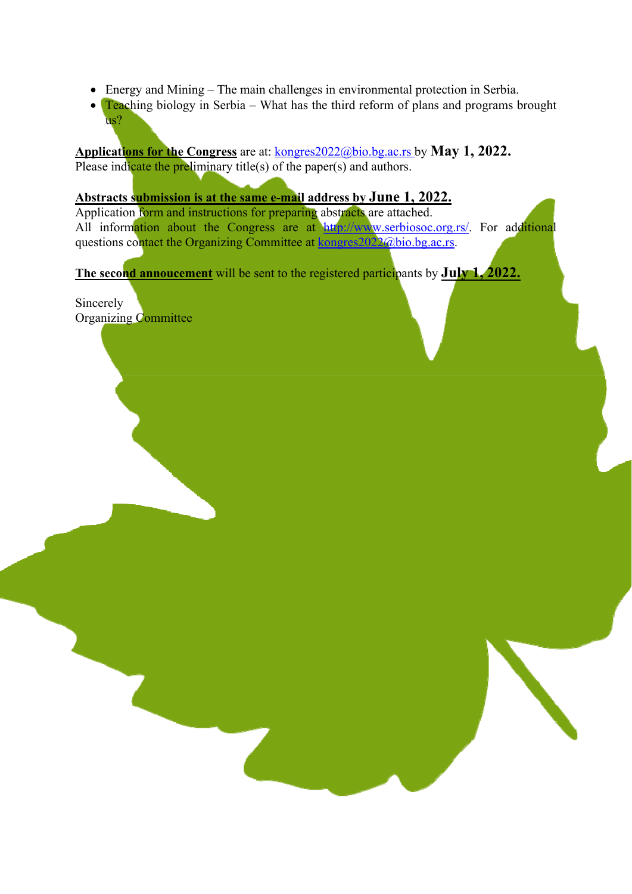- Energy and Mining – The main challenges in environmental protection in Serbia.
- Teaching biology in Serbia – What has the third reform of plans and programs brought us?

**Applications for the Congress** are at: kongres2022@bio.bg.ac.rs by **May 1, 2022.**
Please indicate the preliminary title(s) of the paper(s) and authors.

**Abstracts submission is at the same e-mail address by June 1, 2022.**
Application form and instructions for preparing abstracts are attached.
All information about the Congress are at http://www.serbiosoc.org.rs/. For additional questions contact the Organizing Committee at kongres2022@bio.bg.ac.rs.

**The second annoucement** will be sent to the registered participants by **July 1, 2022.**

Sincerely
Organizing Committee